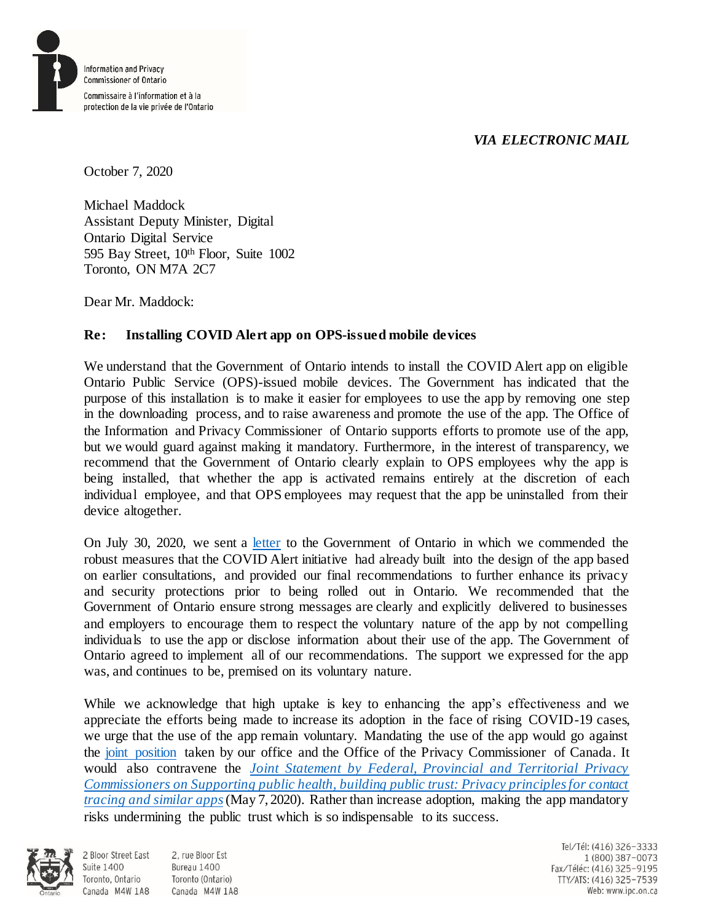Information and Privacy Commissioner of Ontario

Commissaire à l'information et à la protection de la vie privée de l'Ontario

*VIA ELECTRONIC MAIL*

October 7, 2020

Michael Maddock
Assistant Deputy Minister, Digital
Ontario Digital Service
595 Bay Street, 10th Floor, Suite 1002
Toronto, ON M7A 2C7

Dear Mr. Maddock:

**Re: Installing COVID Alert app on OPS-issued mobile devices**

We understand that the Government of Ontario intends to install the COVID Alert app on eligible Ontario Public Service (OPS)-issued mobile devices. The Government has indicated that the purpose of this installation is to make it easier for employees to use the app by removing one step in the downloading process, and to raise awareness and promote the use of the app. The Office of the Information and Privacy Commissioner of Ontario supports efforts to promote use of the app, but we would guard against making it mandatory. Furthermore, in the interest of transparency, we recommend that the Government of Ontario clearly explain to OPS employees why the app is being installed, that whether the app is activated remains entirely at the discretion of each individual employee, and that OPS employees may request that the app be uninstalled from their device altogether.

On July 30, 2020, we sent a letter to the Government of Ontario in which we commended the robust measures that the COVID Alert initiative had already built into the design of the app based on earlier consultations, and provided our final recommendations to further enhance its privacy and security protections prior to being rolled out in Ontario. We recommended that the Government of Ontario ensure strong messages are clearly and explicitly delivered to businesses and employers to encourage them to respect the voluntary nature of the app by not compelling individuals to use the app or disclose information about their use of the app. The Government of Ontario agreed to implement all of our recommendations. The support we expressed for the app was, and continues to be, premised on its voluntary nature.

While we acknowledge that high uptake is key to enhancing the app's effectiveness and we appreciate the efforts being made to increase its adoption in the face of rising COVID-19 cases, we urge that the use of the app remain voluntary. Mandating the use of the app would go against the joint position taken by our office and the Office of the Privacy Commissioner of Canada. It would also contravene the *Joint Statement by Federal, Provincial and Territorial Privacy Commissioners on Supporting public health, building public trust: Privacy principles for contact tracing and similar apps* (May 7, 2020). Rather than increase adoption, making the app mandatory risks undermining the public trust which is so indispensable to its success.

2 Bloor Street East
Suite 1400
Toronto, Ontario
Canada M4W 1A8

2, rue Bloor Est
Bureau 1400
Toronto (Ontario)
Canada M4W 1A8

Tel/Tél: (416) 326-3333
1 (800) 387-0073
Fax/Téléc: (416) 325-9195
TTY/ATS: (416) 325-7539
Web: www.ipc.on.ca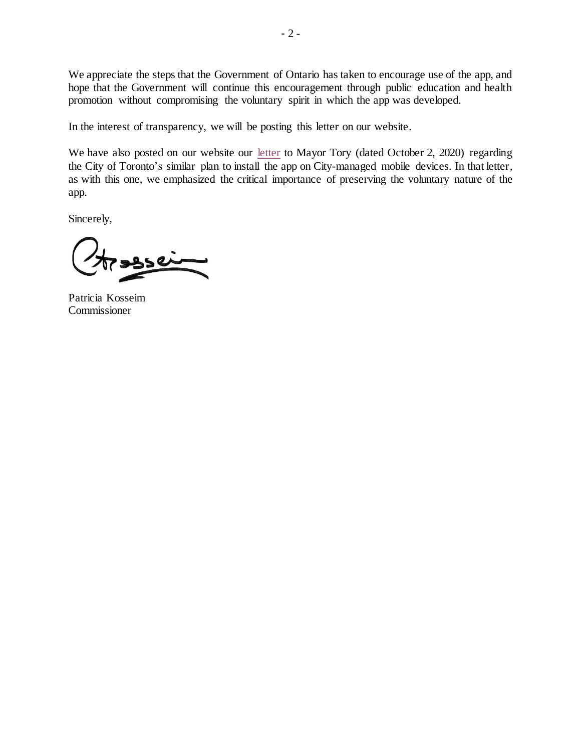We appreciate the steps that the Government of Ontario has taken to encourage use of the app, and hope that the Government will continue this encouragement through public education and health promotion without compromising the voluntary spirit in which the app was developed.

In the interest of transparency, we will be posting this letter on our website.

We have also posted on our website our letter to Mayor Tory (dated October 2, 2020) regarding the City of Toronto's similar plan to install the app on City-managed mobile devices. In that letter, as with this one, we emphasized the critical importance of preserving the voluntary nature of the app.

Sincerely,

Patricia Kosseim
Commissioner